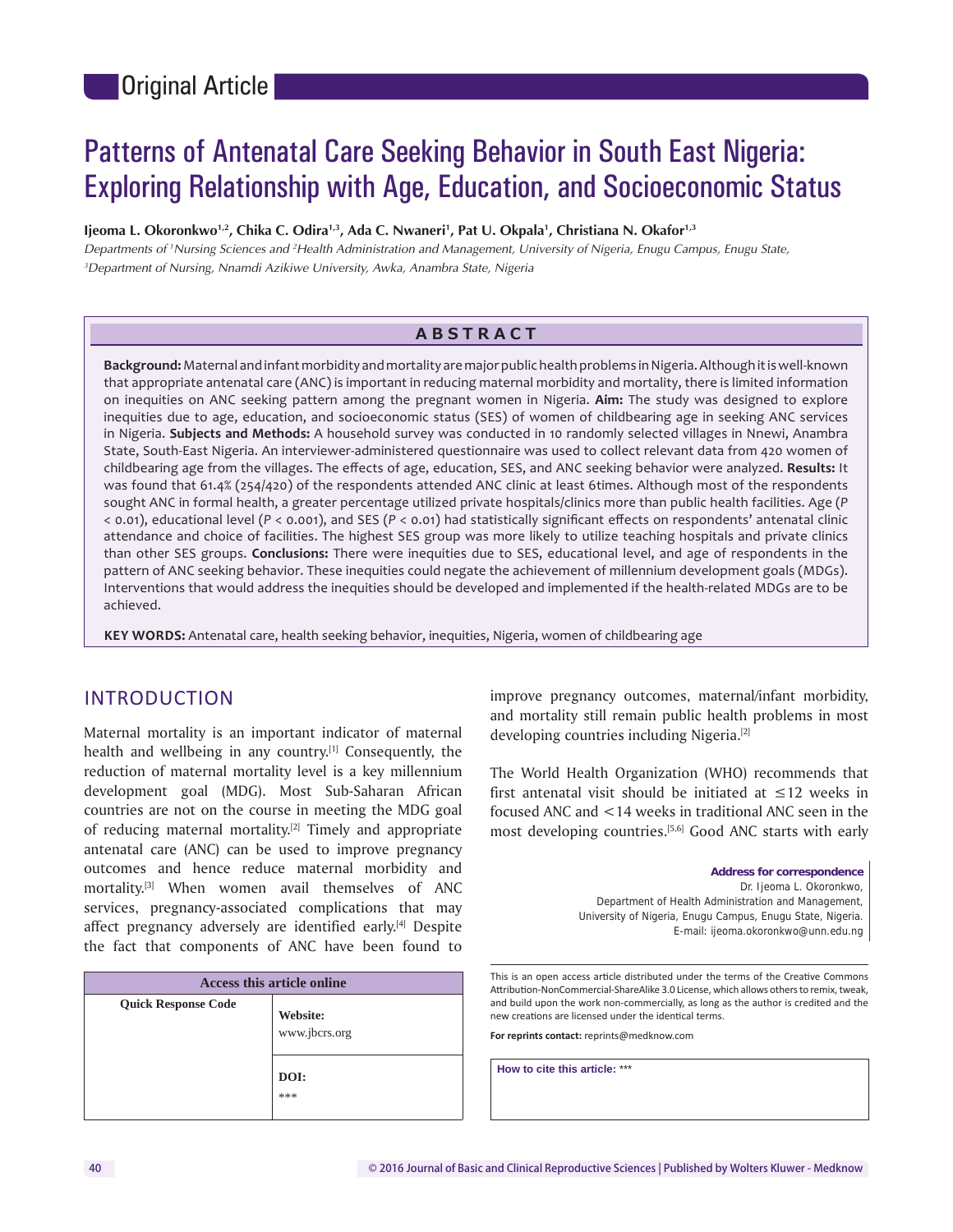Original Article

# Patterns of Antenatal Care Seeking Behavior in South East Nigeria: Exploring Relationship with Age, Education, and Socioeconomic Status

**Ijeoma L. Okoronkwo[1,2], Chika C. Odira[1,3], Ada C. Nwaneri[1], Pat U. Okpala[1], Christiana N. Okafor[1,3]**

*Departments of [1]Nursing Sciences and [2]Health Administration and Management, University of Nigeria, Enugu Campus, Enugu State, [3]Department of Nursing, Nnamdi Azikiwe University, Awka, Anambra State, Nigeria*

## ABSTRACT

**Background:** Maternal and infant morbidity and mortality are major public health problems in Nigeria. Although it is well-known that appropriate antenatal care (ANC) is important in reducing maternal morbidity and mortality, there is limited information on inequities on ANC seeking pattern among the pregnant women in Nigeria. **Aim:** The study was designed to explore inequities due to age, education, and socioeconomic status (SES) of women of childbearing age in seeking ANC services in Nigeria. **Subjects and Methods:** A household survey was conducted in 10 randomly selected villages in Nnewi, Anambra State, South-East Nigeria. An interviewer-administered questionnaire was used to collect relevant data from 420 women of childbearing age from the villages. The effects of age, education, SES, and ANC seeking behavior were analyzed. **Results:** It was found that 61.4% (254/420) of the respondents attended ANC clinic at least 6times. Although most of the respondents sought ANC in formal health, a greater percentage utilized private hospitals/clinics more than public health facilities. Age ($P < 0.01$), educational level ($P < 0.001$), and SES ($P < 0.01$) had statistically significant effects on respondents' antenatal clinic attendance and choice of facilities. The highest SES group was more likely to utilize teaching hospitals and private clinics than other SES groups. **Conclusions:** There were inequities due to SES, educational level, and age of respondents in the pattern of ANC seeking behavior. These inequities could negate the achievement of millennium development goals (MDGs). Interventions that would address the inequities should be developed and implemented if the health-related MDGs are to be achieved.

**KEY WORDS:** Antenatal care, health seeking behavior, inequities, Nigeria, women of childbearing age

## INTRODUCTION

Maternal mortality is an important indicator of maternal health and wellbeing in any country.[1] Consequently, the reduction of maternal mortality level is a key millennium development goal (MDG). Most Sub-Saharan African countries are not on the course in meeting the MDG goal of reducing maternal mortality.[2] Timely and appropriate antenatal care (ANC) can be used to improve pregnancy outcomes and hence reduce maternal morbidity and mortality.[3] When women avail themselves of ANC services, pregnancy-associated complications that may affect pregnancy adversely are identified early.[4] Despite the fact that components of ANC have been found to improve pregnancy outcomes, maternal/infant morbidity, and mortality still remain public health problems in most developing countries including Nigeria.[2]

The World Health Organization (WHO) recommends that first antenatal visit should be initiated at ≤12 weeks in focused ANC and <14 weeks in traditional ANC seen in the most developing countries.[5,6] Good ANC starts with early

| Access this article online | |
|---|---|
| Quick Response Code | Website: www.jbcrs.org |
| | DOI: *** |

**Address for correspondence**
Dr. Ijeoma L. Okoronkwo,
Department of Health Administration and Management,
University of Nigeria, Enugu Campus, Enugu State, Nigeria.
E-mail: ijeoma.okoronkwo@unn.edu.ng

This is an open access article distributed under the terms of the Creative Commons Attribution-NonCommercial-ShareAlike 3.0 License, which allows others to remix, tweak, and build upon the work non-commercially, as long as the author is credited and the new creations are licensed under the identical terms.

**For reprints contact:** reprints@medknow.com

**How to cite this article:** ***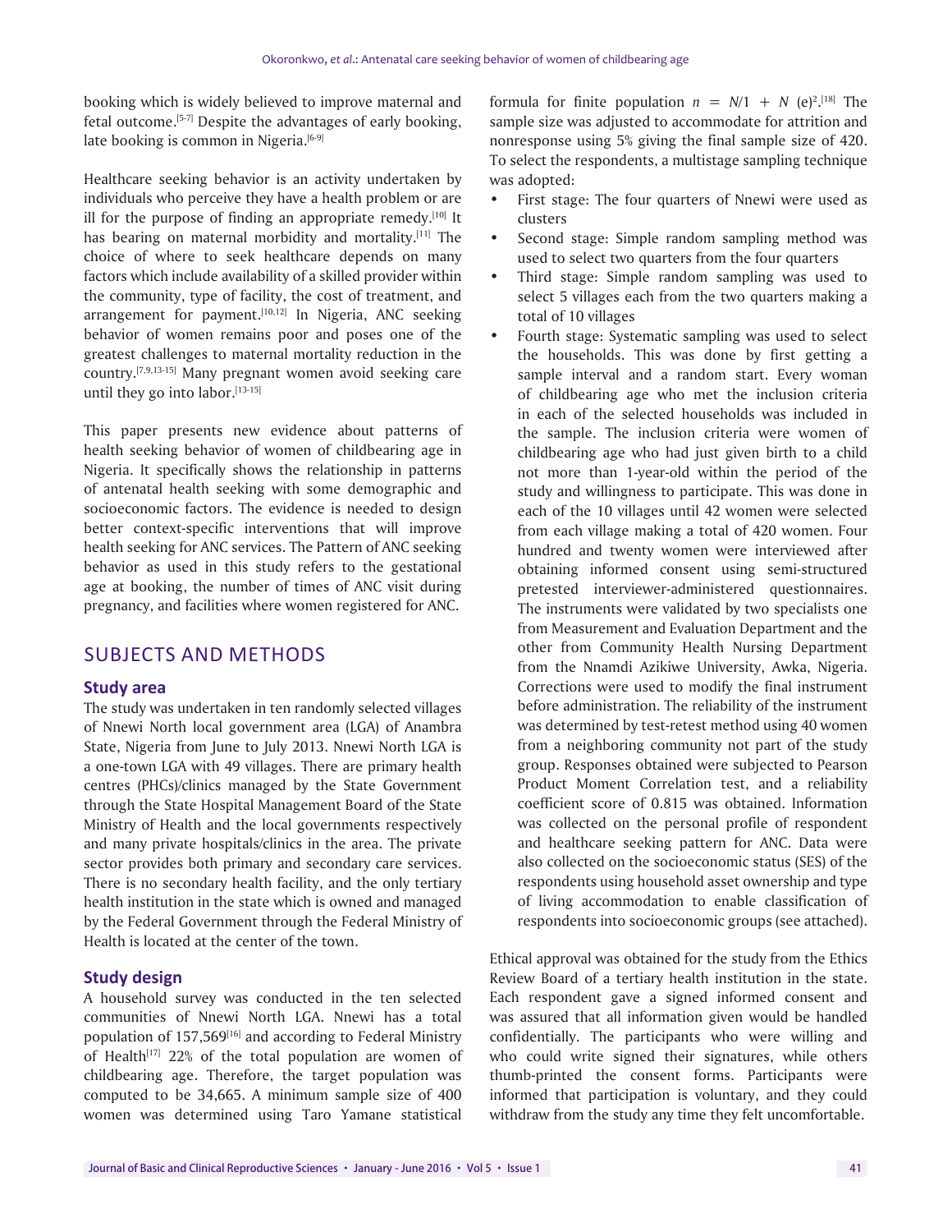booking which is widely believed to improve maternal and fetal outcome.[5-7] Despite the advantages of early booking, late booking is common in Nigeria.[6-9]

Healthcare seeking behavior is an activity undertaken by individuals who perceive they have a health problem or are ill for the purpose of finding an appropriate remedy.[10] It has bearing on maternal morbidity and mortality.[11] The choice of where to seek healthcare depends on many factors which include availability of a skilled provider within the community, type of facility, the cost of treatment, and arrangement for payment.[10,12] In Nigeria, ANC seeking behavior of women remains poor and poses one of the greatest challenges to maternal mortality reduction in the country.[7,9,13-15] Many pregnant women avoid seeking care until they go into labor.[13-15]

This paper presents new evidence about patterns of health seeking behavior of women of childbearing age in Nigeria. It specifically shows the relationship in patterns of antenatal health seeking with some demographic and socioeconomic factors. The evidence is needed to design better context-specific interventions that will improve health seeking for ANC services. The Pattern of ANC seeking behavior as used in this study refers to the gestational age at booking, the number of times of ANC visit during pregnancy, and facilities where women registered for ANC.

## SUBJECTS AND METHODS

### Study area

The study was undertaken in ten randomly selected villages of Nnewi North local government area (LGA) of Anambra State, Nigeria from June to July 2013. Nnewi North LGA is a one-town LGA with 49 villages. There are primary health centres (PHCs)/clinics managed by the State Government through the State Hospital Management Board of the State Ministry of Health and the local governments respectively and many private hospitals/clinics in the area. The private sector provides both primary and secondary care services. There is no secondary health facility, and the only tertiary health institution in the state which is owned and managed by the Federal Government through the Federal Ministry of Health is located at the center of the town.

### Study design

A household survey was conducted in the ten selected communities of Nnewi North LGA. Nnewi has a total population of 157,569[16] and according to Federal Ministry of Health[17] 22% of the total population are women of childbearing age. Therefore, the target population was computed to be 34,665. A minimum sample size of 400 women was determined using Taro Yamane statistical formula for finite population $n = N/1 + N\ (e)^2$.[18] The sample size was adjusted to accommodate for attrition and nonresponse using 5% giving the final sample size of 420. To select the respondents, a multistage sampling technique was adopted:

- First stage: The four quarters of Nnewi were used as clusters
- Second stage: Simple random sampling method was used to select two quarters from the four quarters
- Third stage: Simple random sampling was used to select 5 villages each from the two quarters making a total of 10 villages
- Fourth stage: Systematic sampling was used to select the households. This was done by first getting a sample interval and a random start. Every woman of childbearing age who met the inclusion criteria in each of the selected households was included in the sample. The inclusion criteria were women of childbearing age who had just given birth to a child not more than 1-year-old within the period of the study and willingness to participate. This was done in each of the 10 villages until 42 women were selected from each village making a total of 420 women. Four hundred and twenty women were interviewed after obtaining informed consent using semi-structured pretested interviewer-administered questionnaires. The instruments were validated by two specialists one from Measurement and Evaluation Department and the other from Community Health Nursing Department from the Nnamdi Azikiwe University, Awka, Nigeria. Corrections were used to modify the final instrument before administration. The reliability of the instrument was determined by test-retest method using 40 women from a neighboring community not part of the study group. Responses obtained were subjected to Pearson Product Moment Correlation test, and a reliability coefficient score of 0.815 was obtained. Information was collected on the personal profile of respondent and healthcare seeking pattern for ANC. Data were also collected on the socioeconomic status (SES) of the respondents using household asset ownership and type of living accommodation to enable classification of respondents into socioeconomic groups (see attached).

Ethical approval was obtained for the study from the Ethics Review Board of a tertiary health institution in the state. Each respondent gave a signed informed consent and was assured that all information given would be handled confidentially. The participants who were willing and who could write signed their signatures, while others thumb-printed the consent forms. Participants were informed that participation is voluntary, and they could withdraw from the study any time they felt uncomfortable.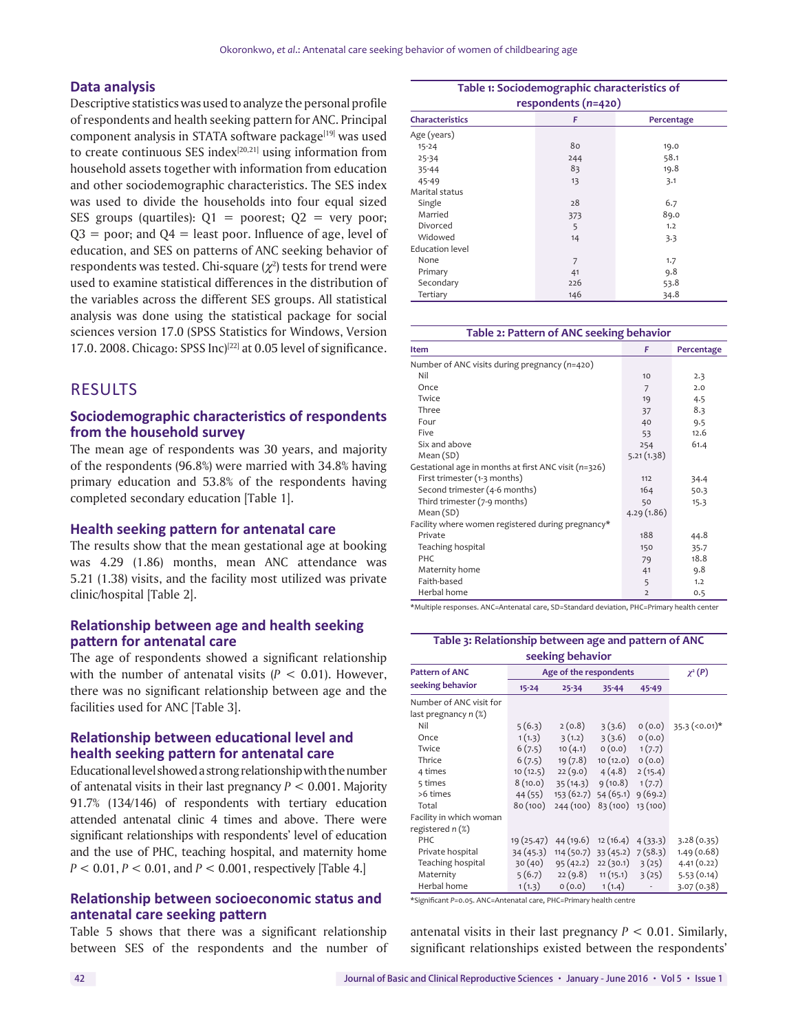### Data analysis

Descriptive statistics was used to analyze the personal profile of respondents and health seeking pattern for ANC. Principal component analysis in STATA software package[19] was used to create continuous SES index[20,21] using information from household assets together with information from education and other sociodemographic characteristics. The SES index was used to divide the households into four equal sized SES groups (quartiles): Q1 = poorest; Q2 = very poor; Q3 = poor; and Q4 = least poor. Influence of age, level of education, and SES on patterns of ANC seeking behavior of respondents was tested. Chi-square ($\chi^2$) tests for trend were used to examine statistical differences in the distribution of the variables across the different SES groups. All statistical analysis was done using the statistical package for social sciences version 17.0 (SPSS Statistics for Windows, Version 17.0. 2008. Chicago: SPSS Inc)[22] at 0.05 level of significance.

## RESULTS

### Sociodemographic characteristics of respondents from the household survey

The mean age of respondents was 30 years, and majority of the respondents (96.8%) were married with 34.8% having primary education and 53.8% of the respondents having completed secondary education [Table 1].

### Health seeking pattern for antenatal care

The results show that the mean gestational age at booking was 4.29 (1.86) months, mean ANC attendance was 5.21 (1.38) visits, and the facility most utilized was private clinic/hospital [Table 2].

### Relationship between age and health seeking pattern for antenatal care

The age of respondents showed a significant relationship with the number of antenatal visits ($P < 0.01$). However, there was no significant relationship between age and the facilities used for ANC [Table 3].

### Relationship between educational level and health seeking pattern for antenatal care

Educational level showed a strong relationship with the number of antenatal visits in their last pregnancy $P < 0.001$. Majority 91.7% (134/146) of respondents with tertiary education attended antenatal clinic 4 times and above. There were significant relationships with respondents' level of education and the use of PHC, teaching hospital, and maternity home $P < 0.01$, $P < 0.01$, and $P < 0.001$, respectively [Table 4.]

### Relationship between socioeconomic status and antenatal care seeking pattern

Table 5 shows that there was a significant relationship between SES of the respondents and the number of antenatal visits in their last pregnancy $P < 0.01$. Similarly, significant relationships existed between the respondents'

**Table 1: Sociodemographic characteristics of respondents ($n$=420)**

| Characteristics | F | Percentage |
|---|---|---|
| Age (years) | | |
| 15-24 | 80 | 19.0 |
| 25-34 | 244 | 58.1 |
| 35-44 | 83 | 19.8 |
| 45-49 | 13 | 3.1 |
| Marital status | | |
| Single | 28 | 6.7 |
| Married | 373 | 89.0 |
| Divorced | 5 | 1.2 |
| Widowed | 14 | 3.3 |
| Education level | | |
| None | 7 | 1.7 |
| Primary | 41 | 9.8 |
| Secondary | 226 | 53.8 |
| Tertiary | 146 | 34.8 |

**Table 2: Pattern of ANC seeking behavior**

| Item | F | Percentage |
|---|---|---|
| Number of ANC visits during pregnancy ($n$=420) | | |
| Nil | 10 | 2.3 |
| Once | 7 | 2.0 |
| Twice | 19 | 4.5 |
| Three | 37 | 8.3 |
| Four | 40 | 9.5 |
| Five | 53 | 12.6 |
| Six and above | 254 | 61.4 |
| Mean (SD) | 5.21 (1.38) | |
| Gestational age in months at first ANC visit ($n$=326) | | |
| First trimester (1-3 months) | 112 | 34.4 |
| Second trimester (4-6 months) | 164 | 50.3 |
| Third trimester (7-9 months) | 50 | 15.3 |
| Mean (SD) | 4.29 (1.86) | |
| Facility where women registered during pregnancy* | | |
| Private | 188 | 44.8 |
| Teaching hospital | 150 | 35.7 |
| PHC | 79 | 18.8 |
| Maternity home | 41 | 9.8 |
| Faith-based | 5 | 1.2 |
| Herbal home | 2 | 0.5 |

*Multiple responses. ANC=Antenatal care, SD=Standard deviation, PHC=Primary health center

**Table 3: Relationship between age and pattern of ANC seeking behavior**

| Pattern of ANC seeking behavior | Age of the respondents | | | | $\chi^2$ (P) |
|---|---|---|---|---|---|
| | 15-24 | 25-34 | 35-44 | 45-49 | |
| Number of ANC visit for last pregnancy n (%) | | | | | |
| Nil | 5 (6.3) | 2 (0.8) | 3 (3.6) | 0 (0.0) | 35.3 (<0.01)* |
| Once | 1 (1.3) | 3 (1.2) | 3 (3.6) | 0 (0.0) | |
| Twice | 6 (7.5) | 10 (4.1) | 0 (0.0) | 1 (7.7) | |
| Thrice | 6 (7.5) | 19 (7.8) | 10 (12.0) | 0 (0.0) | |
| 4 times | 10 (12.5) | 22 (9.0) | 4 (4.8) | 2 (15.4) | |
| 5 times | 8 (10.0) | 35 (14.3) | 9 (10.8) | 1 (7.7) | |
| >6 times | 44 (55) | 153 (62.7) | 54 (65.1) | 9 (69.2) | |
| Total | 80 (100) | 244 (100) | 83 (100) | 13 (100) | |
| Facility in which woman registered n (%) | | | | | |
| PHC | 19 (25.47) | 44 (19.6) | 12 (16.4) | 4 (33.3) | 3.28 (0.35) |
| Private hospital | 34 (45.3) | 114 (50.7) | 33 (45.2) | 7 (58.3) | 1.49 (0.68) |
| Teaching hospital | 30 (40) | 95 (42.2) | 22 (30.1) | 3 (25) | 4.41 (0.22) |
| Maternity | 5 (6.7) | 22 (9.8) | 11 (15.1) | 3 (25) | 5.53 (0.14) |
| Herbal home | 1 (1.3) | 0 (0.0) | 1 (1.4) | - | 3.07 (0.38) |

*Significant P=0.05. ANC=Antenatal care, PHC=Primary health centre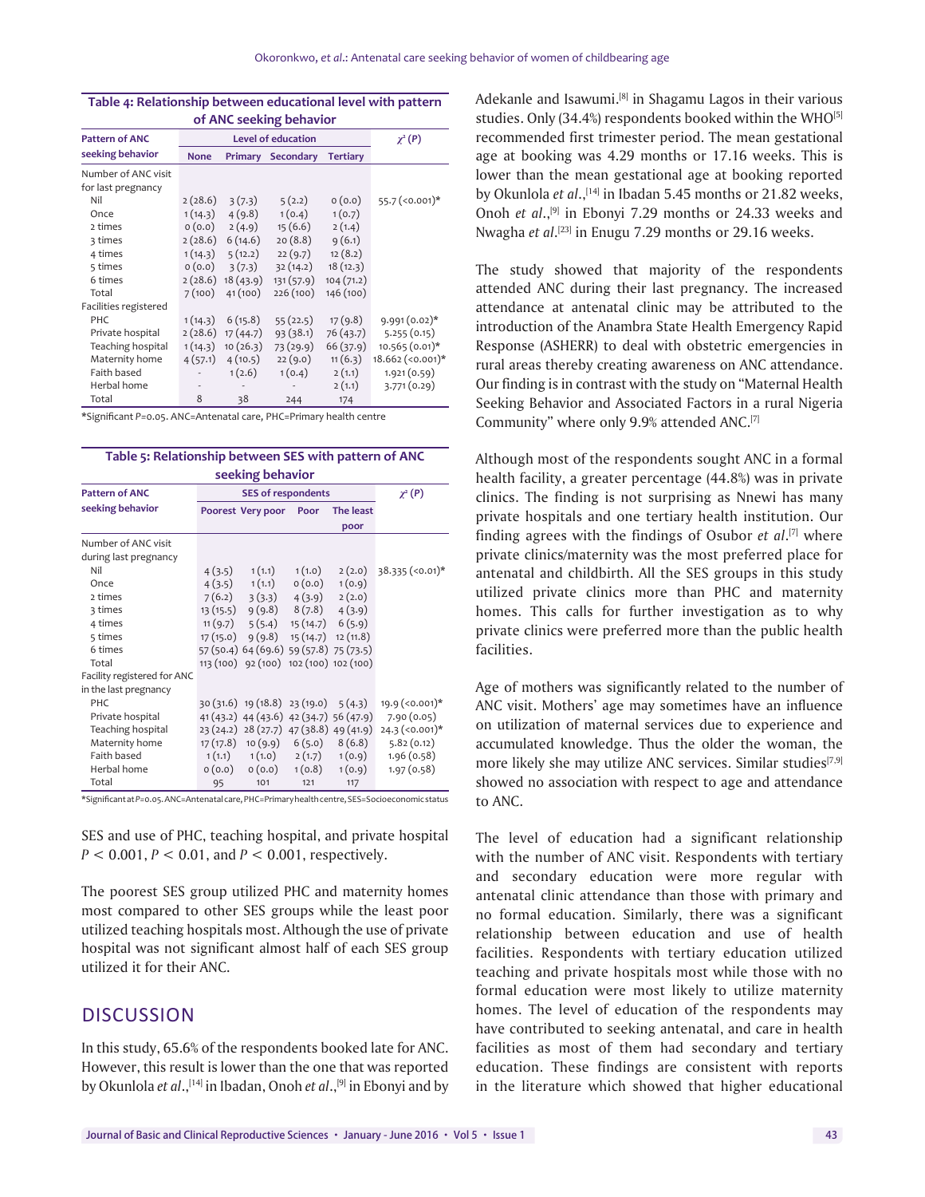**Table 4: Relationship between educational level with pattern of ANC seeking behavior**

| Pattern of ANC seeking behavior | Level of education | | | | $\chi^2$ (P) |
|---|---|---|---|---|---|
| | None | Primary | Secondary | Tertiary | |
| Number of ANC visit for last pregnancy | | | | | |
| Nil | 2 (28.6) | 3 (7.3) | 5 (2.2) | 0 (0.0) | 55.7 (<0.001)* |
| Once | 1 (14.3) | 4 (9.8) | 1 (0.4) | 1 (0.7) | |
| 2 times | 0 (0.0) | 2 (4.9) | 15 (6.6) | 2 (1.4) | |
| 3 times | 2 (28.6) | 6 (14.6) | 20 (8.8) | 9 (6.1) | |
| 4 times | 1 (14.3) | 5 (12.2) | 22 (9.7) | 12 (8.2) | |
| 5 times | 0 (0.0) | 3 (7.3) | 32 (14.2) | 18 (12.3) | |
| 6 times | 2 (28.6) | 18 (43.9) | 131 (57.9) | 104 (71.2) | |
| Total | 7 (100) | 41 (100) | 226 (100) | 146 (100) | |
| Facilities registered | | | | | |
| PHC | 1 (14.3) | 6 (15.8) | 55 (22.5) | 17 (9.8) | 9.991 (0.02)* |
| Private hospital | 2 (28.6) | 17 (44.7) | 93 (38.1) | 76 (43.7) | 5.255 (0.15) |
| Teaching hospital | 1 (14.3) | 10 (26.3) | 73 (29.9) | 66 (37.9) | 10.565 (0.01)* |
| Maternity home | 4 (57.1) | 4 (10.5) | 22 (9.0) | 11 (6.3) | 18.662 (<0.001)* |
| Faith based | - | 1 (2.6) | 1 (0.4) | 2 (1.1) | 1.921 (0.59) |
| Herbal home | - | - | - | 2 (1.1) | 3.771 (0.29) |
| Total | 8 | 38 | 244 | 174 | |

*Significant P=0.05. ANC=Antenatal care, PHC=Primary health centre

**Table 5: Relationship between SES with pattern of ANC seeking behavior**

| Pattern of ANC seeking behavior | SES of respondents | | | | $\chi^2$ (P) |
|---|---|---|---|---|---|
| | Poorest | Very poor | Poor | The least poor | |
| Number of ANC visit during last pregnancy | | | | | |
| Nil | 4 (3.5) | 1 (1.1) | 1 (1.0) | 2 (2.0) | 38.335 (<0.01)* |
| Once | 4 (3.5) | 1 (1.1) | 0 (0.0) | 1 (0.9) | |
| 2 times | 7 (6.2) | 3 (3.3) | 4 (3.9) | 2 (2.0) | |
| 3 times | 13 (15.5) | 9 (9.8) | 8 (7.8) | 4 (3.9) | |
| 4 times | 11 (9.7) | 5 (5.4) | 15 (14.7) | 6 (5.9) | |
| 5 times | 17 (15.0) | 9 (9.8) | 15 (14.7) | 12 (11.8) | |
| 6 times | 57 (50.4) | 64 (69.6) | 59 (57.8) | 75 (73.5) | |
| Total | 113 (100) | 92 (100) | 102 (100) | 102 (100) | |
| Facility registered for ANC in the last pregnancy | | | | | |
| PHC | 30 (31.6) | 19 (18.8) | 23 (19.0) | 5 (4.3) | 19.9 (<0.001)* |
| Private hospital | 41 (43.2) | 44 (43.6) | 42 (34.7) | 56 (47.9) | 7.90 (0.05) |
| Teaching hospital | 23 (24.2) | 28 (27.7) | 47 (38.8) | 49 (41.9) | 24.3 (<0.001)* |
| Maternity home | 17 (17.8) | 10 (9.9) | 6 (5.0) | 8 (6.8) | 5.82 (0.12) |
| Faith based | 1 (1.1) | 1 (1.0) | 2 (1.7) | 1 (0.9) | 1.96 (0.58) |
| Herbal home | 0 (0.0) | 0 (0.0) | 1 (0.8) | 1 (0.9) | 1.97 (0.58) |
| Total | 95 | 101 | 121 | 117 | |

*Significant at P=0.05. ANC=Antenatal care, PHC=Primary health centre, SES=Socioeconomic status

SES and use of PHC, teaching hospital, and private hospital $P < 0.001$, $P < 0.01$, and $P < 0.001$, respectively.

The poorest SES group utilized PHC and maternity homes most compared to other SES groups while the least poor utilized teaching hospitals most. Although the use of private hospital was not significant almost half of each SES group utilized it for their ANC.

## DISCUSSION

In this study, 65.6% of the respondents booked late for ANC. However, this result is lower than the one that was reported by Okunlola *et al*.,[14] in Ibadan, Onoh *et al*.,[9] in Ebonyi and by Adekanle and Isawumi.[8] in Shagamu Lagos in their various studies. Only (34.4%) respondents booked within the WHO[5] recommended first trimester period. The mean gestational age at booking was 4.29 months or 17.16 weeks. This is lower than the mean gestational age at booking reported by Okunlola *et al*.,[14] in Ibadan 5.45 months or 21.82 weeks, Onoh *et al*.,[9] in Ebonyi 7.29 months or 24.33 weeks and Nwagha *et al*.[23] in Enugu 7.29 months or 29.16 weeks.

The study showed that majority of the respondents attended ANC during their last pregnancy. The increased attendance at antenatal clinic may be attributed to the introduction of the Anambra State Health Emergency Rapid Response (ASHERR) to deal with obstetric emergencies in rural areas thereby creating awareness on ANC attendance. Our finding is in contrast with the study on "Maternal Health Seeking Behavior and Associated Factors in a rural Nigeria Community" where only 9.9% attended ANC.[7]

Although most of the respondents sought ANC in a formal health facility, a greater percentage (44.8%) was in private clinics. The finding is not surprising as Nnewi has many private hospitals and one tertiary health institution. Our finding agrees with the findings of Osubor *et al*.[7] where private clinics/maternity was the most preferred place for antenatal and childbirth. All the SES groups in this study utilized private clinics more than PHC and maternity homes. This calls for further investigation as to why private clinics were preferred more than the public health facilities.

Age of mothers was significantly related to the number of ANC visit. Mothers' age may sometimes have an influence on utilization of maternal services due to experience and accumulated knowledge. Thus the older the woman, the more likely she may utilize ANC services. Similar studies[7,9] showed no association with respect to age and attendance to ANC.

The level of education had a significant relationship with the number of ANC visit. Respondents with tertiary and secondary education were more regular with antenatal clinic attendance than those with primary and no formal education. Similarly, there was a significant relationship between education and use of health facilities. Respondents with tertiary education utilized teaching and private hospitals most while those with no formal education were most likely to utilize maternity homes. The level of education of the respondents may have contributed to seeking antenatal, and care in health facilities as most of them had secondary and tertiary education. These findings are consistent with reports in the literature which showed that higher educational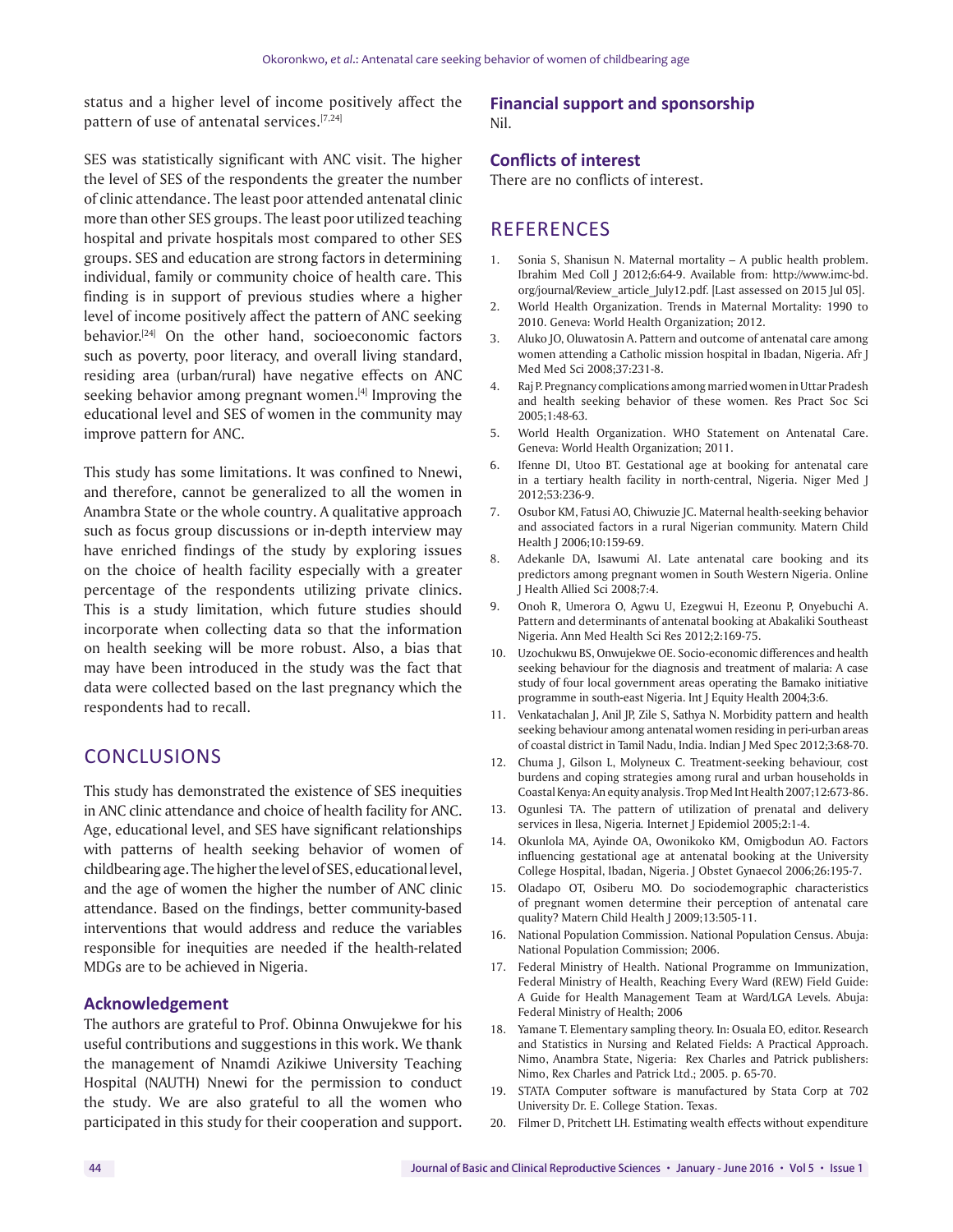status and a higher level of income positively affect the pattern of use of antenatal services.[7,24]

SES was statistically significant with ANC visit. The higher the level of SES of the respondents the greater the number of clinic attendance. The least poor attended antenatal clinic more than other SES groups. The least poor utilized teaching hospital and private hospitals most compared to other SES groups. SES and education are strong factors in determining individual, family or community choice of health care. This finding is in support of previous studies where a higher level of income positively affect the pattern of ANC seeking behavior.[24] On the other hand, socioeconomic factors such as poverty, poor literacy, and overall living standard, residing area (urban/rural) have negative effects on ANC seeking behavior among pregnant women.[4] Improving the educational level and SES of women in the community may improve pattern for ANC.

This study has some limitations. It was confined to Nnewi, and therefore, cannot be generalized to all the women in Anambra State or the whole country. A qualitative approach such as focus group discussions or in-depth interview may have enriched findings of the study by exploring issues on the choice of health facility especially with a greater percentage of the respondents utilizing private clinics. This is a study limitation, which future studies should incorporate when collecting data so that the information on health seeking will be more robust. Also, a bias that may have been introduced in the study was the fact that data were collected based on the last pregnancy which the respondents had to recall.

## CONCLUSIONS

This study has demonstrated the existence of SES inequities in ANC clinic attendance and choice of health facility for ANC. Age, educational level, and SES have significant relationships with patterns of health seeking behavior of women of childbearing age. The higher the level of SES, educational level, and the age of women the higher the number of ANC clinic attendance. Based on the findings, better community-based interventions that would address and reduce the variables responsible for inequities are needed if the health-related MDGs are to be achieved in Nigeria.

### Acknowledgement

The authors are grateful to Prof. Obinna Onwujekwe for his useful contributions and suggestions in this work. We thank the management of Nnamdi Azikiwe University Teaching Hospital (NAUTH) Nnewi for the permission to conduct the study. We are also grateful to all the women who participated in this study for their cooperation and support.

### Financial support and sponsorship

Nil.

### Conflicts of interest

There are no conflicts of interest.

## REFERENCES

1. Sonia S, Shanisun N. Maternal mortality – A public health problem. Ibrahim Med Coll J 2012;6:64-9. Available from: http://www.imc-bd.org/journal/Review_article_July12.pdf. [Last assessed on 2015 Jul 05].
2. World Health Organization. Trends in Maternal Mortality: 1990 to 2010. Geneva: World Health Organization; 2012.
3. Aluko JO, Oluwatosin A. Pattern and outcome of antenatal care among women attending a Catholic mission hospital in Ibadan, Nigeria. Afr J Med Med Sci 2008;37:231-8.
4. Raj P. Pregnancy complications among married women in Uttar Pradesh and health seeking behavior of these women. Res Pract Soc Sci 2005;1:48-63.
5. World Health Organization. WHO Statement on Antenatal Care. Geneva: World Health Organization; 2011.
6. Ifenne DI, Utoo BT. Gestational age at booking for antenatal care in a tertiary health facility in north-central, Nigeria. Niger Med J 2012;53:236-9.
7. Osubor KM, Fatusi AO, Chiwuzie JC. Maternal health-seeking behavior and associated factors in a rural Nigerian community. Matern Child Health J 2006;10:159-69.
8. Adekanle DA, Isawumi AI. Late antenatal care booking and its predictors among pregnant women in South Western Nigeria. Online J Health Allied Sci 2008;7:4.
9. Onoh R, Umerora O, Agwu U, Ezegwui H, Ezeonu P, Onyebuchi A. Pattern and determinants of antenatal booking at Abakaliki Southeast Nigeria. Ann Med Health Sci Res 2012;2:169-75.
10. Uzochukwu BS, Onwujekwe OE. Socio-economic differences and health seeking behaviour for the diagnosis and treatment of malaria: A case study of four local government areas operating the Bamako initiative programme in south-east Nigeria. Int J Equity Health 2004;3:6.
11. Venkatachalan J, Anil JP, Zile S, Sathya N. Morbidity pattern and health seeking behaviour among antenatal women residing in peri-urban areas of coastal district in Tamil Nadu, India. Indian J Med Spec 2012;3:68-70.
12. Chuma J, Gilson L, Molyneux C. Treatment-seeking behaviour, cost burdens and coping strategies among rural and urban households in Coastal Kenya: An equity analysis. Trop Med Int Health 2007;12:673-86.
13. Ogunlesi TA. The pattern of utilization of prenatal and delivery services in Ilesa, Nigeria. Internet J Epidemiol 2005;2:1-4.
14. Okunlola MA, Ayinde OA, Owonikoko KM, Omigbodun AO. Factors influencing gestational age at antenatal booking at the University College Hospital, Ibadan, Nigeria. J Obstet Gynaecol 2006;26:195-7.
15. Oladapo OT, Osiberu MO. Do sociodemographic characteristics of pregnant women determine their perception of antenatal care quality? Matern Child Health J 2009;13:505-11.
16. National Population Commission. National Population Census. Abuja: National Population Commission; 2006.
17. Federal Ministry of Health. National Programme on Immunization, Federal Ministry of Health, Reaching Every Ward (REW) Field Guide: A Guide for Health Management Team at Ward/LGA Levels. Abuja: Federal Ministry of Health; 2006
18. Yamane T. Elementary sampling theory. In: Osuala EO, editor. Research and Statistics in Nursing and Related Fields: A Practical Approach. Nimo, Anambra State, Nigeria: Rex Charles and Patrick publishers: Nimo, Rex Charles and Patrick Ltd.; 2005. p. 65-70.
19. STATA Computer software is manufactured by Stata Corp at 702 University Dr. E. College Station. Texas.
20. Filmer D, Pritchett LH. Estimating wealth effects without expenditure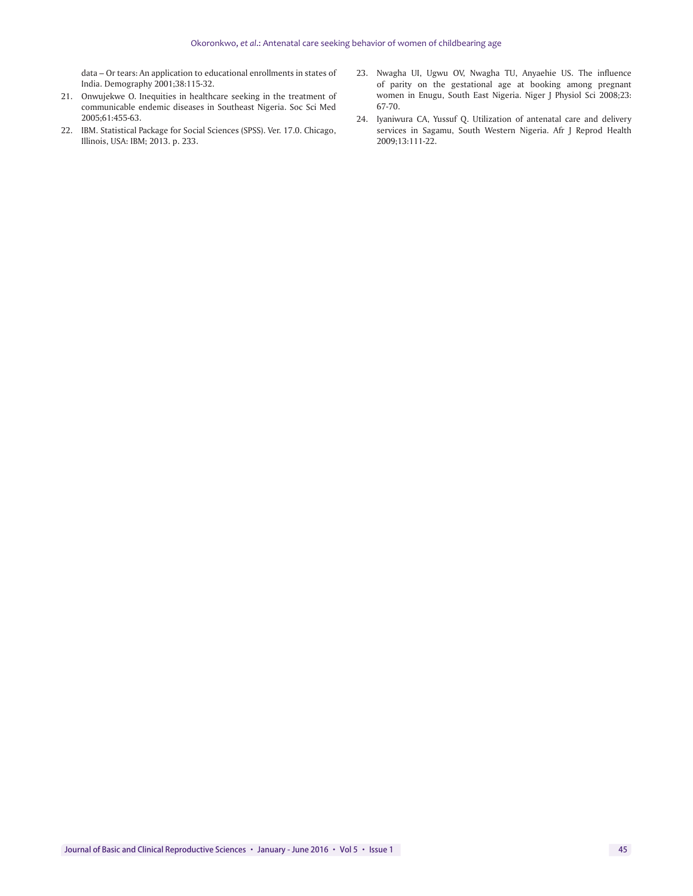data – Or tears: An application to educational enrollments in states of India. Demography 2001;38:115-32.

21. Onwujekwe O. Inequities in healthcare seeking in the treatment of communicable endemic diseases in Southeast Nigeria. Soc Sci Med 2005;61:455-63.
22. IBM. Statistical Package for Social Sciences (SPSS). Ver. 17.0. Chicago, Illinois, USA: IBM; 2013. p. 233.
23. Nwagha UI, Ugwu OV, Nwagha TU, Anyaehie US. The influence of parity on the gestational age at booking among pregnant women in Enugu, South East Nigeria. Niger J Physiol Sci 2008;23: 67-70.
24. Iyaniwura CA, Yussuf Q. Utilization of antenatal care and delivery services in Sagamu, South Western Nigeria. Afr J Reprod Health 2009;13:111-22.